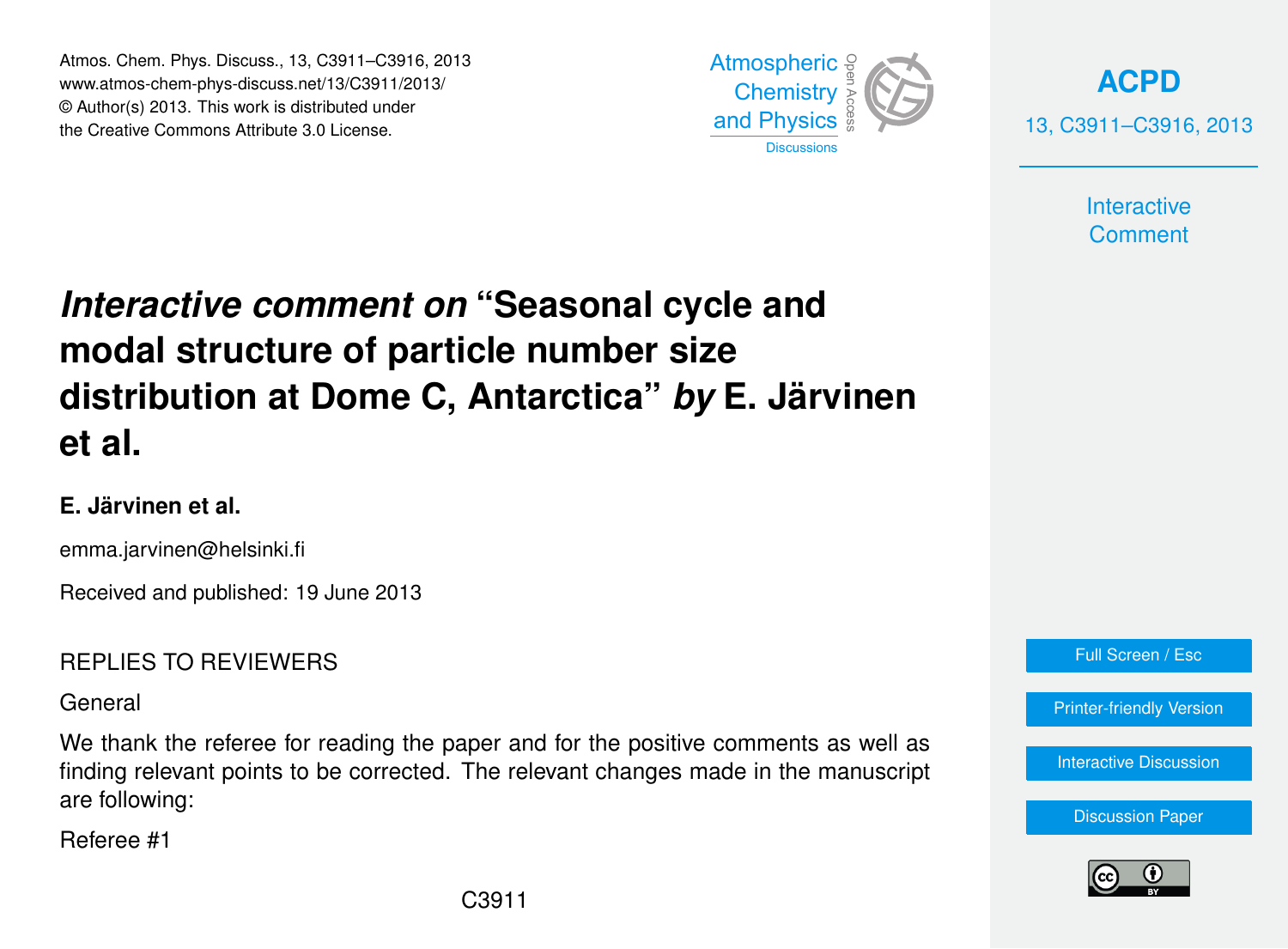# *Interactive comment on* "Seasonal cycle and modal structure of particle number size distribution at Dome C, Antarctica" *by* E. Järvinen et al.

**E. Järvinen et al.**

emma.jarvinen@helsinki.fi

Received and published: 19 June 2013

REPLIES TO REVIEWERS

General

We thank the referee for reading the paper and for the positive comments as well as finding relevant points to be corrected. The relevant changes made in the manuscript are following:

Referee #1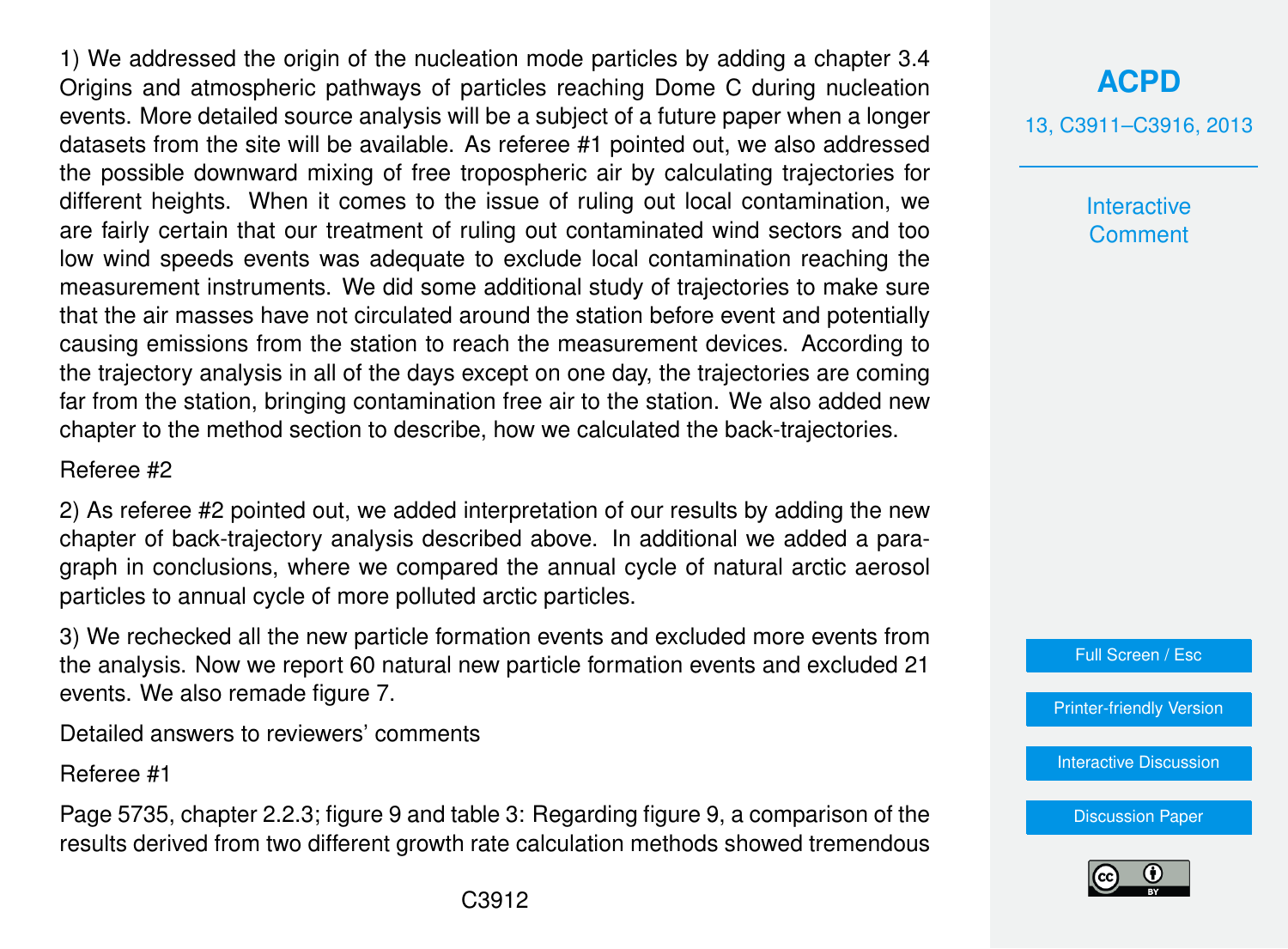1) We addressed the origin of the nucleation mode particles by adding a chapter 3.4 Origins and atmospheric pathways of particles reaching Dome C during nucleation events. More detailed source analysis will be a subject of a future paper when a longer datasets from the site will be available. As referee #1 pointed out, we also addressed the possible downward mixing of free tropospheric air by calculating trajectories for different heights. When it comes to the issue of ruling out local contamination, we are fairly certain that our treatment of ruling out contaminated wind sectors and too low wind speeds events was adequate to exclude local contamination reaching the measurement instruments. We did some additional study of trajectories to make sure that the air masses have not circulated around the station before event and potentially causing emissions from the station to reach the measurement devices. According to the trajectory analysis in all of the days except on one day, the trajectories are coming far from the station, bringing contamination free air to the station. We also added new chapter to the method section to describe, how we calculated the back-trajectories.

Referee #2

2) As referee #2 pointed out, we added interpretation of our results by adding the new chapter of back-trajectory analysis described above. In additional we added a paragraph in conclusions, where we compared the annual cycle of natural arctic aerosol particles to annual cycle of more polluted arctic particles.

3) We rechecked all the new particle formation events and excluded more events from the analysis. Now we report 60 natural new particle formation events and excluded 21 events. We also remade figure 7.

Detailed answers to reviewers' comments

Referee #1

Page 5735, chapter 2.2.3; figure 9 and table 3: Regarding figure 9, a comparison of the results derived from two different growth rate calculation methods showed tremendous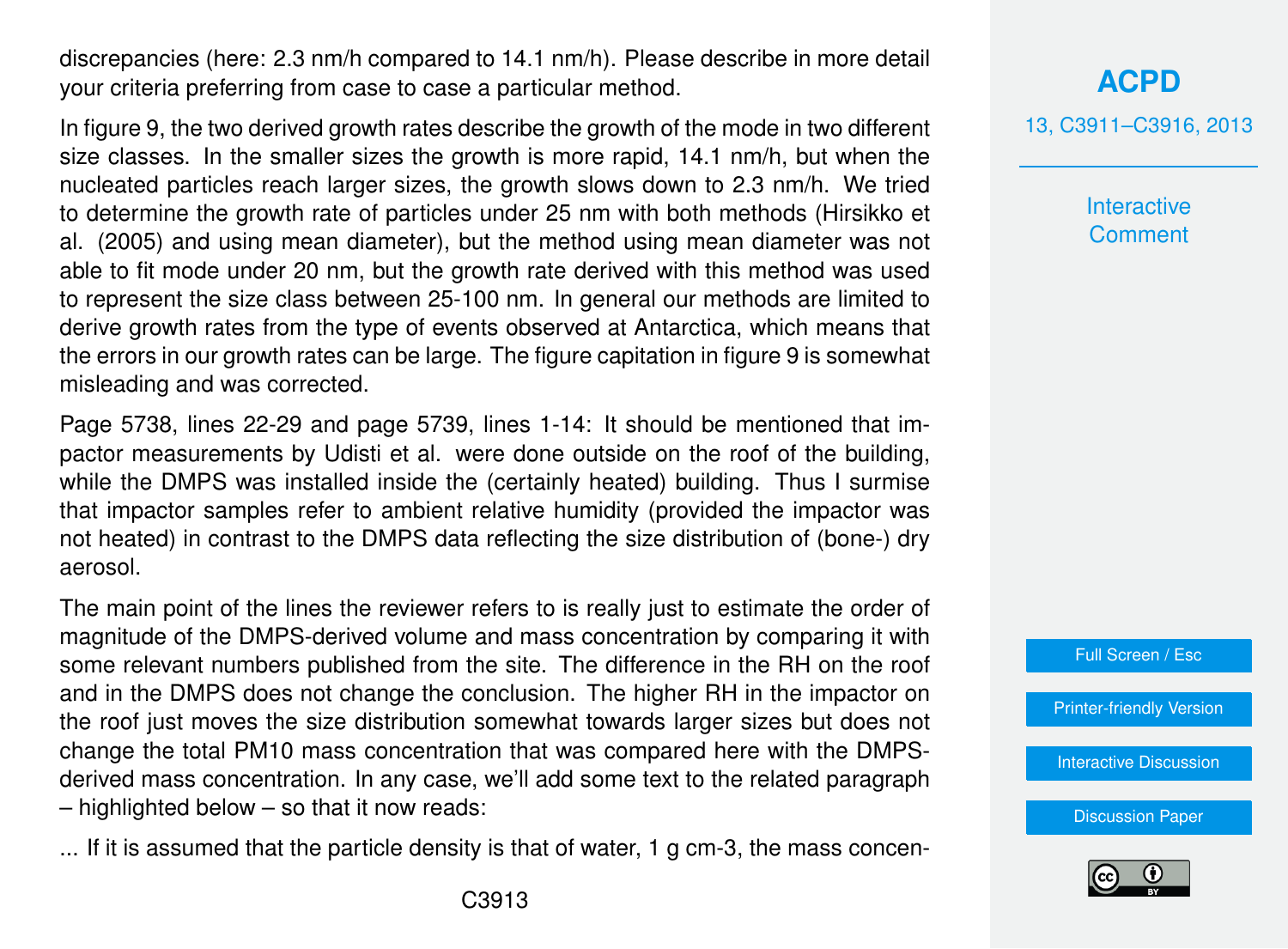discrepancies (here: 2.3 nm/h compared to 14.1 nm/h). Please describe in more detail your criteria preferring from case to case a particular method.

In figure 9, the two derived growth rates describe the growth of the mode in two different size classes. In the smaller sizes the growth is more rapid, 14.1 nm/h, but when the nucleated particles reach larger sizes, the growth slows down to 2.3 nm/h. We tried to determine the growth rate of particles under 25 nm with both methods (Hirsikko et al. (2005) and using mean diameter), but the method using mean diameter was not able to fit mode under 20 nm, but the growth rate derived with this method was used to represent the size class between 25-100 nm. In general our methods are limited to derive growth rates from the type of events observed at Antarctica, which means that the errors in our growth rates can be large. The figure capitation in figure 9 is somewhat misleading and was corrected.

Page 5738, lines 22-29 and page 5739, lines 1-14: It should be mentioned that impactor measurements by Udisti et al. were done outside on the roof of the building, while the DMPS was installed inside the (certainly heated) building. Thus I surmise that impactor samples refer to ambient relative humidity (provided the impactor was not heated) in contrast to the DMPS data reflecting the size distribution of (bone-) dry aerosol.

The main point of the lines the reviewer refers to is really just to estimate the order of magnitude of the DMPS-derived volume and mass concentration by comparing it with some relevant numbers published from the site. The difference in the RH on the roof and in the DMPS does not change the conclusion. The higher RH in the impactor on the roof just moves the size distribution somewhat towards larger sizes but does not change the total PM10 mass concentration that was compared here with the DMPS-derived mass concentration. In any case, we'll add some text to the related paragraph – highlighted below – so that it now reads:

... If it is assumed that the particle density is that of water, 1 g cm-3, the mass concen-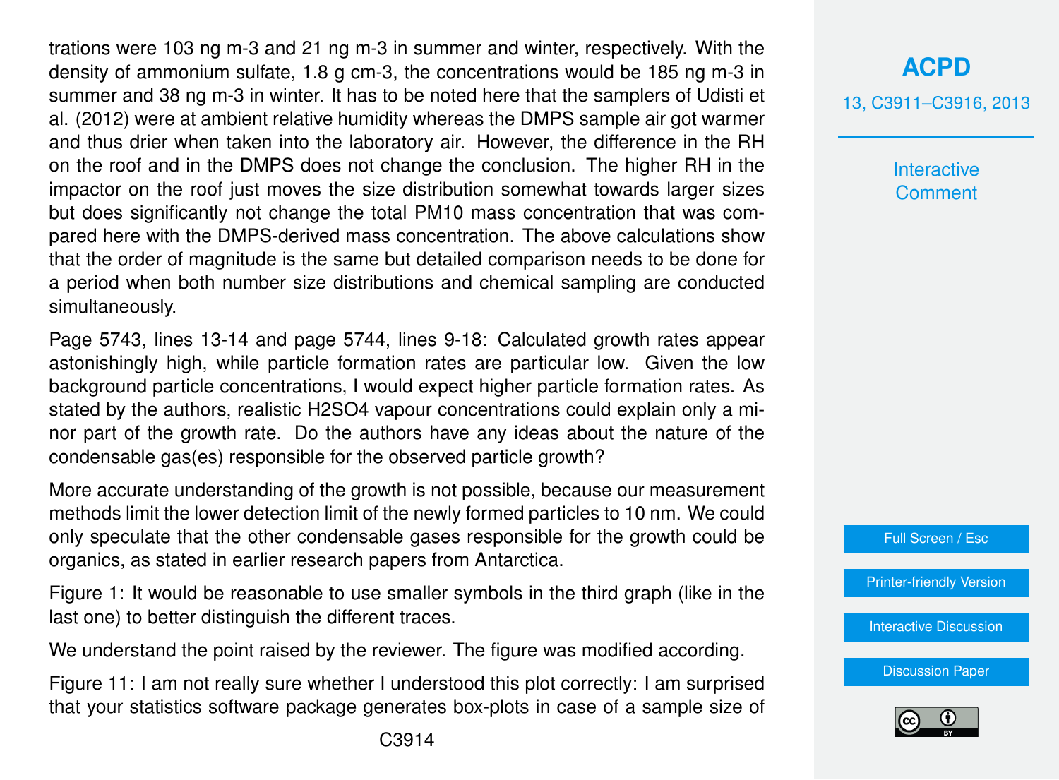trations were 103 ng m-3 and 21 ng m-3 in summer and winter, respectively. With the density of ammonium sulfate, 1.8 g cm-3, the concentrations would be 185 ng m-3 in summer and 38 ng m-3 in winter. It has to be noted here that the samplers of Udisti et al. (2012) were at ambient relative humidity whereas the DMPS sample air got warmer and thus drier when taken into the laboratory air. However, the difference in the RH on the roof and in the DMPS does not change the conclusion. The higher RH in the impactor on the roof just moves the size distribution somewhat towards larger sizes but does significantly not change the total PM10 mass concentration that was compared here with the DMPS-derived mass concentration. The above calculations show that the order of magnitude is the same but detailed comparison needs to be done for a period when both number size distributions and chemical sampling are conducted simultaneously.

Page 5743, lines 13-14 and page 5744, lines 9-18: Calculated growth rates appear astonishingly high, while particle formation rates are particular low. Given the low background particle concentrations, I would expect higher particle formation rates. As stated by the authors, realistic $H_2SO_4$ vapour concentrations could explain only a minor part of the growth rate. Do the authors have any ideas about the nature of the condensable gas(es) responsible for the observed particle growth?

More accurate understanding of the growth is not possible, because our measurement methods limit the lower detection limit of the newly formed particles to 10 nm. We could only speculate that the other condensable gases responsible for the growth could be organics, as stated in earlier research papers from Antarctica.

Figure 1: It would be reasonable to use smaller symbols in the third graph (like in the last one) to better distinguish the different traces.

We understand the point raised by the reviewer. The figure was modified according.

Figure 11: I am not really sure whether I understood this plot correctly: I am surprised that your statistics software package generates box-plots in case of a sample size of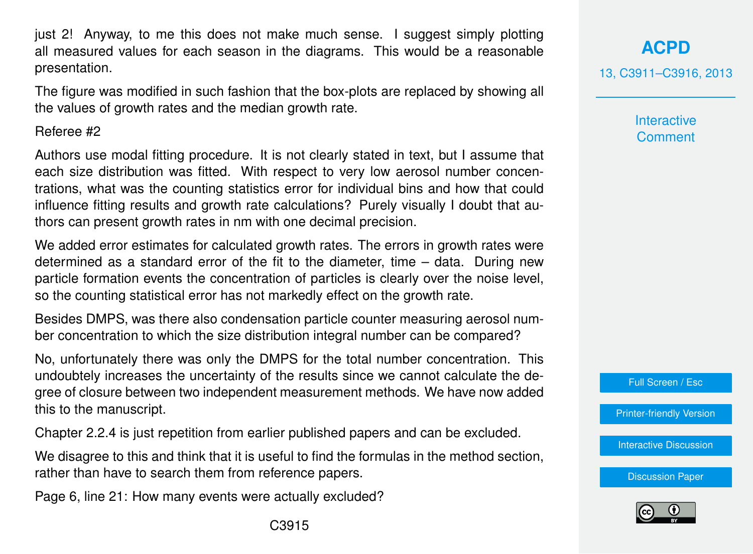just 2! Anyway, to me this does not make much sense. I suggest simply plotting all measured values for each season in the diagrams. This would be a reasonable presentation.

The figure was modified in such fashion that the box-plots are replaced by showing all the values of growth rates and the median growth rate.

Referee #2

Authors use modal fitting procedure. It is not clearly stated in text, but I assume that each size distribution was fitted. With respect to very low aerosol number concentrations, what was the counting statistics error for individual bins and how that could influence fitting results and growth rate calculations? Purely visually I doubt that authors can present growth rates in nm with one decimal precision.

We added error estimates for calculated growth rates. The errors in growth rates were determined as a standard error of the fit to the diameter, time – data. During new particle formation events the concentration of particles is clearly over the noise level, so the counting statistical error has not markedly effect on the growth rate.

Besides DMPS, was there also condensation particle counter measuring aerosol number concentration to which the size distribution integral number can be compared?

No, unfortunately there was only the DMPS for the total number concentration. This undoubtely increases the uncertainty of the results since we cannot calculate the degree of closure between two independent measurement methods. We have now added this to the manuscript.

Chapter 2.2.4 is just repetition from earlier published papers and can be excluded.

We disagree to this and think that it is useful to find the formulas in the method section, rather than have to search them from reference papers.

Page 6, line 21: How many events were actually excluded?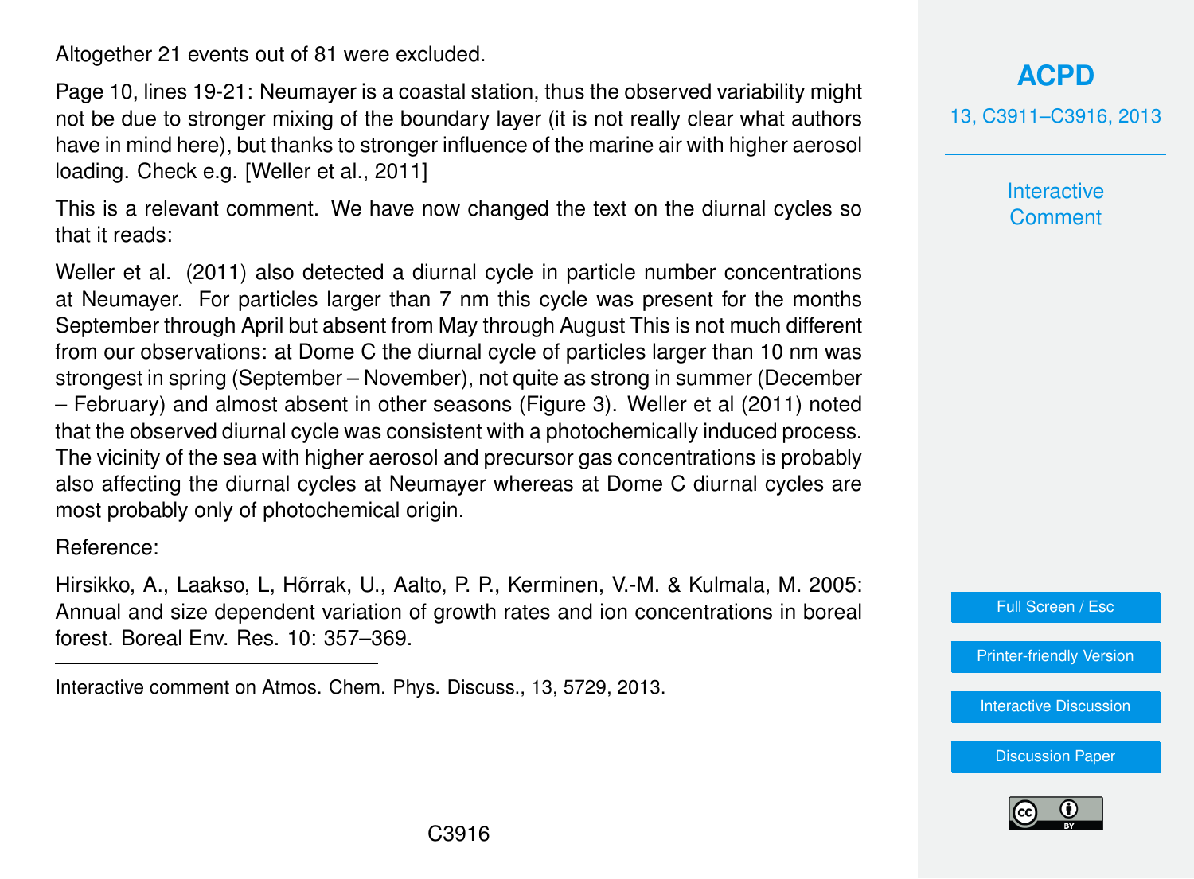Altogether 21 events out of 81 were excluded.

Page 10, lines 19-21: Neumayer is a coastal station, thus the observed variability might not be due to stronger mixing of the boundary layer (it is not really clear what authors have in mind here), but thanks to stronger influence of the marine air with higher aerosol loading. Check e.g. [Weller et al., 2011]

This is a relevant comment. We have now changed the text on the diurnal cycles so that it reads:

Weller et al. (2011) also detected a diurnal cycle in particle number concentrations at Neumayer. For particles larger than 7 nm this cycle was present for the months September through April but absent from May through August This is not much different from our observations: at Dome C the diurnal cycle of particles larger than 10 nm was strongest in spring (September – November), not quite as strong in summer (December – February) and almost absent in other seasons (Figure 3). Weller et al (2011) noted that the observed diurnal cycle was consistent with a photochemically induced process. The vicinity of the sea with higher aerosol and precursor gas concentrations is probably also affecting the diurnal cycles at Neumayer whereas at Dome C diurnal cycles are most probably only of photochemical origin.

Reference:

Hirsikko, A., Laakso, L, Hõrrak, U., Aalto, P. P., Kerminen, V.-M. & Kulmala, M. 2005: Annual and size dependent variation of growth rates and ion concentrations in boreal forest. Boreal Env. Res. 10: 357–369.

---

Interactive comment on Atmos. Chem. Phys. Discuss., 13, 5729, 2013.